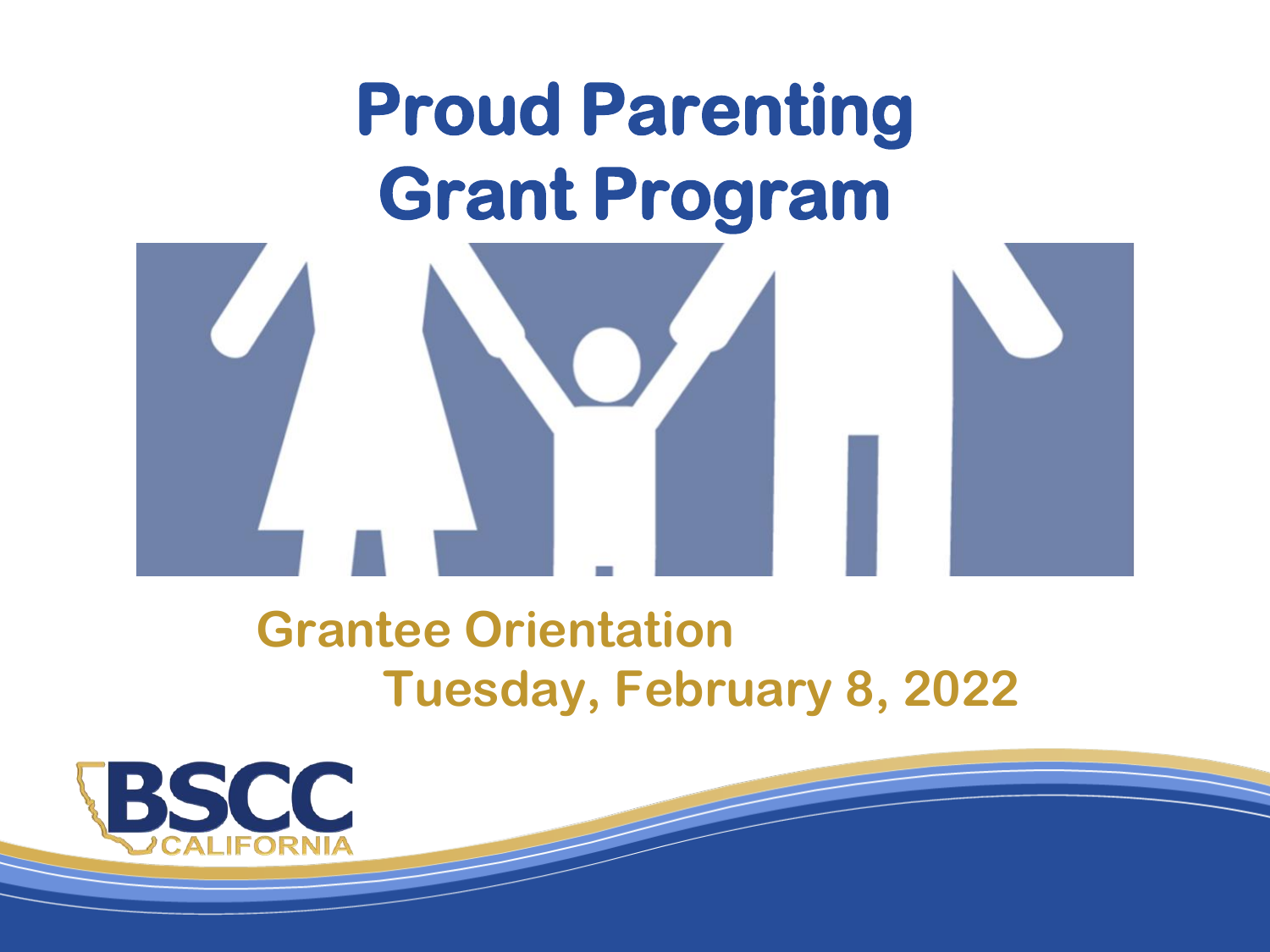# Proud Parenting Grant Program

**Grantee Orientation**

**Tuesday, February 8, 2022**

BSCC CALIFORNIA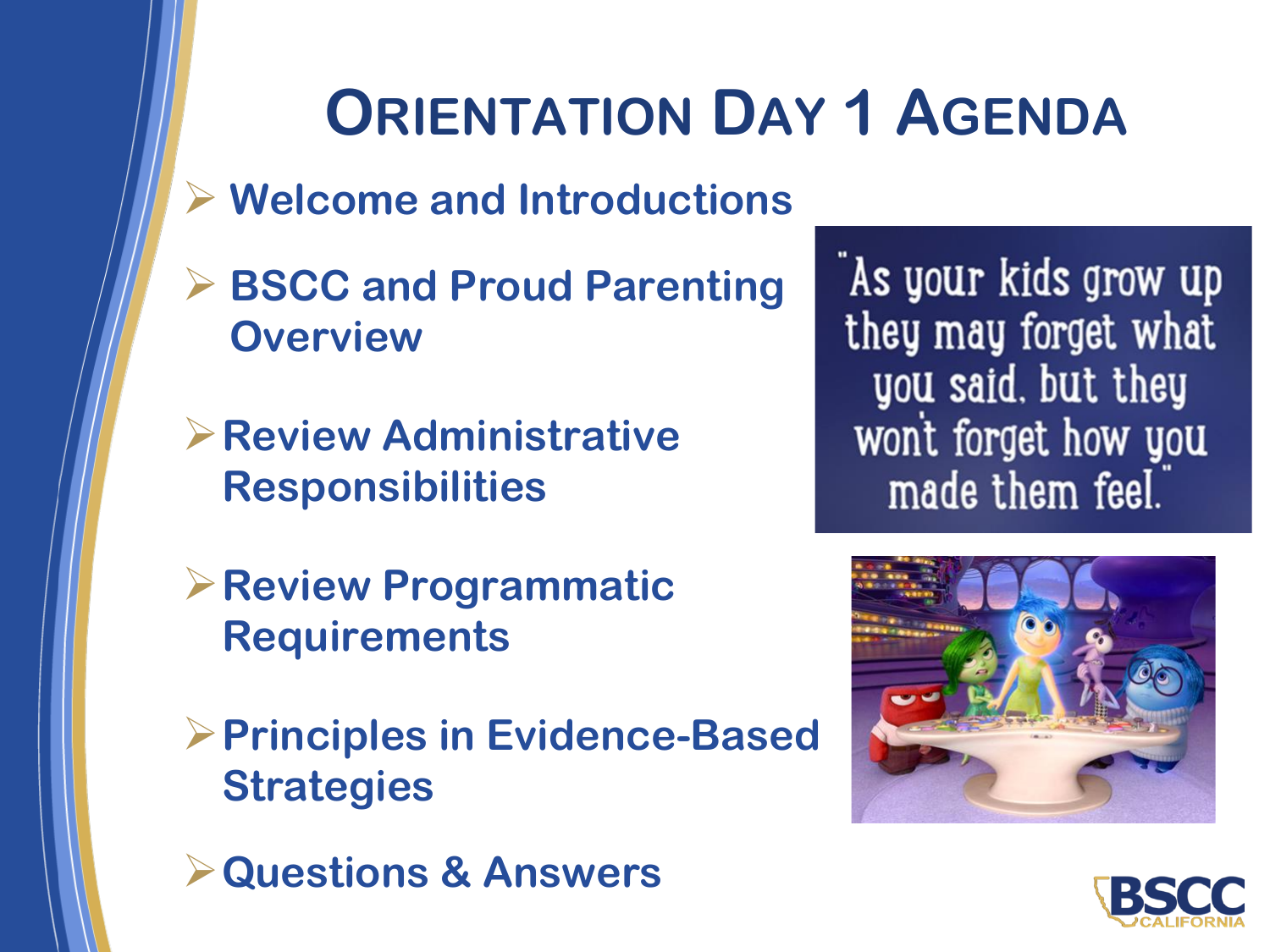# Orientation Day 1 Agenda

- Welcome and Introductions
- BSCC and Proud Parenting Overview
- Review Administrative Responsibilities
- Review Programmatic Requirements
- Principles in Evidence-Based Strategies
- Questions & Answers

"As your kids grow up they may forget what you said, but they won't forget how you made them feel."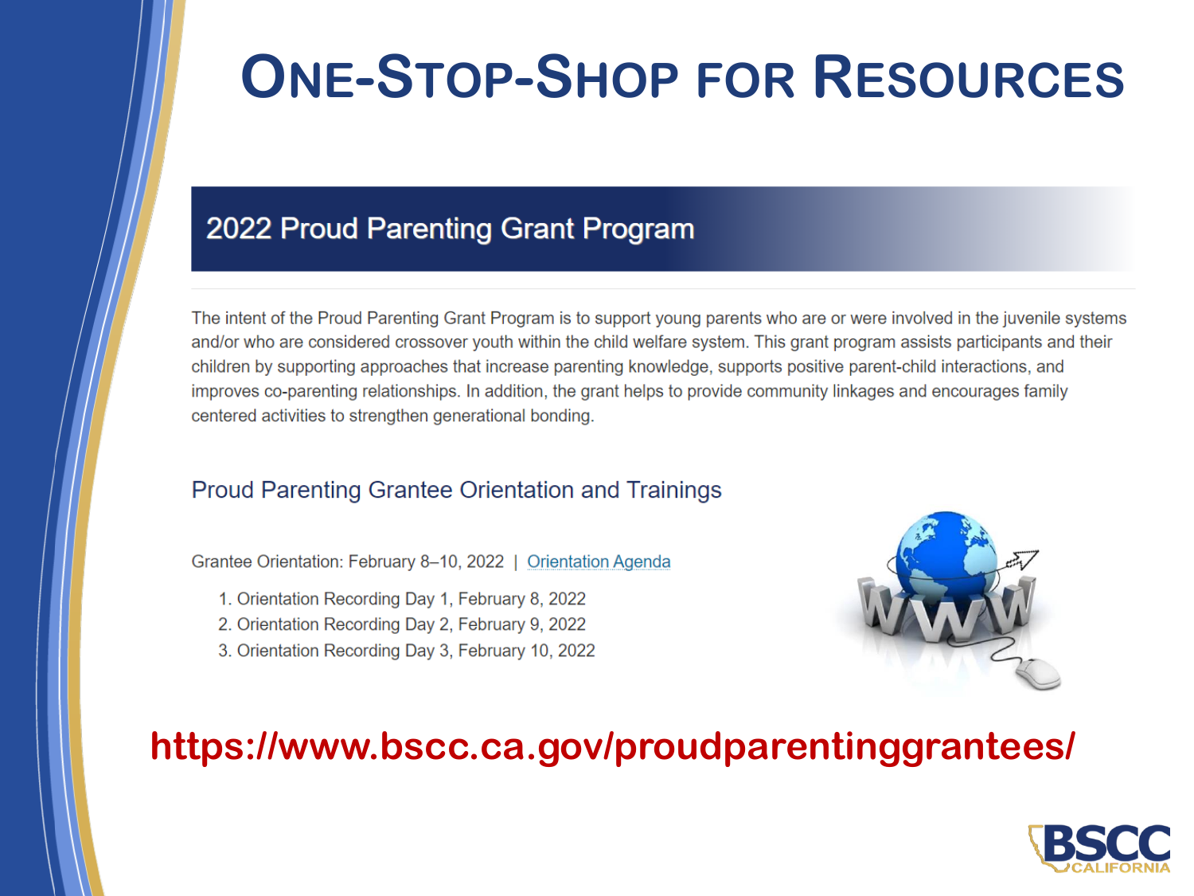# One-Stop-Shop for Resources

## 2022 Proud Parenting Grant Program

The intent of the Proud Parenting Grant Program is to support young parents who are or were involved in the juvenile systems and/or who are considered crossover youth within the child welfare system. This grant program assists participants and their children by supporting approaches that increase parenting knowledge, supports positive parent-child interactions, and improves co-parenting relationships. In addition, the grant helps to provide community linkages and encourages family centered activities to strengthen generational bonding.

### Proud Parenting Grantee Orientation and Trainings

Grantee Orientation: February 8–10, 2022 | Orientation Agenda

1. Orientation Recording Day 1, February 8, 2022
2. Orientation Recording Day 2, February 9, 2022
3. Orientation Recording Day 3, February 10, 2022

**https://www.bscc.ca.gov/proudparentinggrantees/**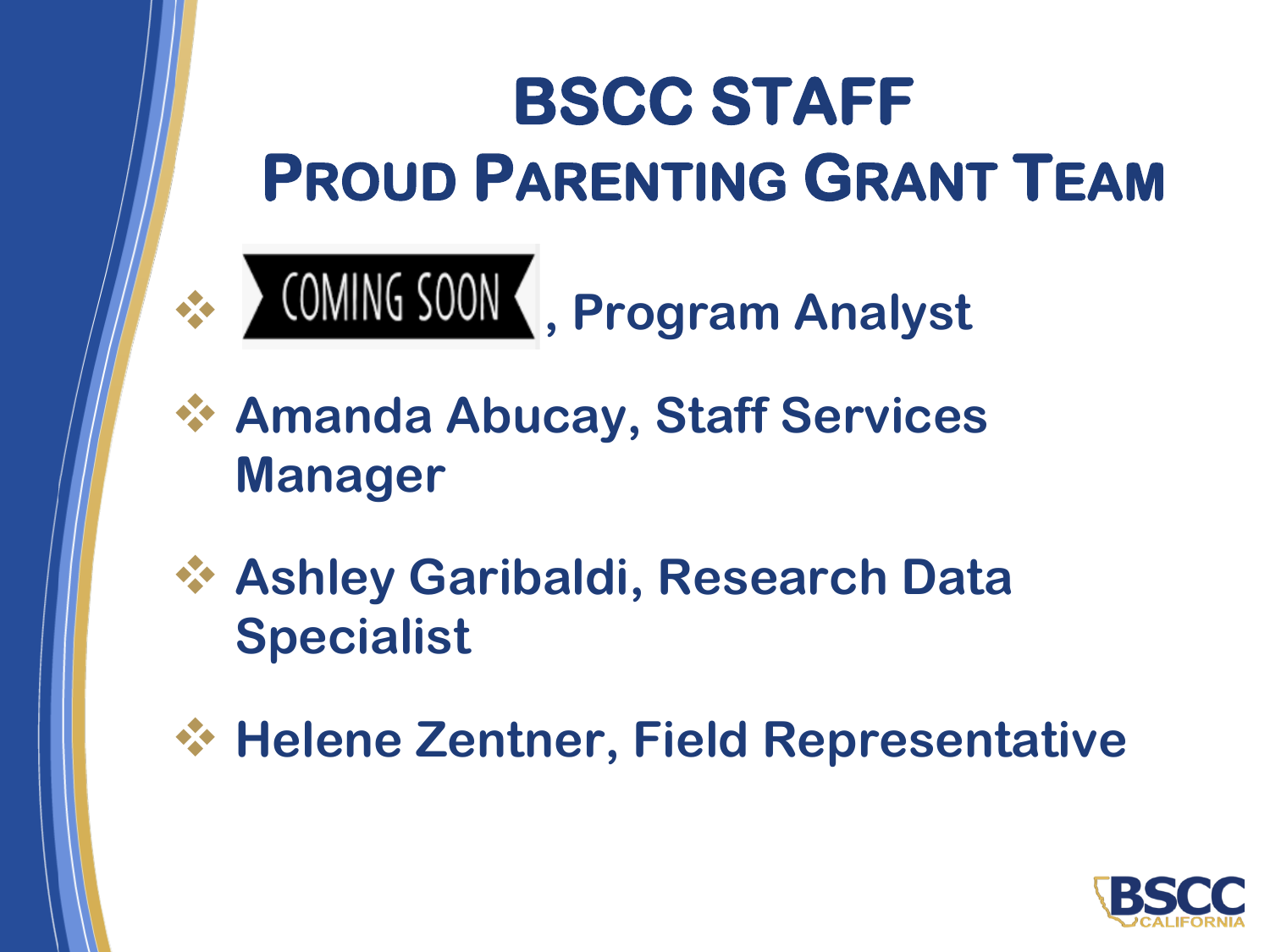# BSCC STAFF
## PROUD PARENTING GRANT TEAM

- COMING SOON, Program Analyst
- Amanda Abucay, Staff Services Manager
- Ashley Garibaldi, Research Data Specialist
- Helene Zentner, Field Representative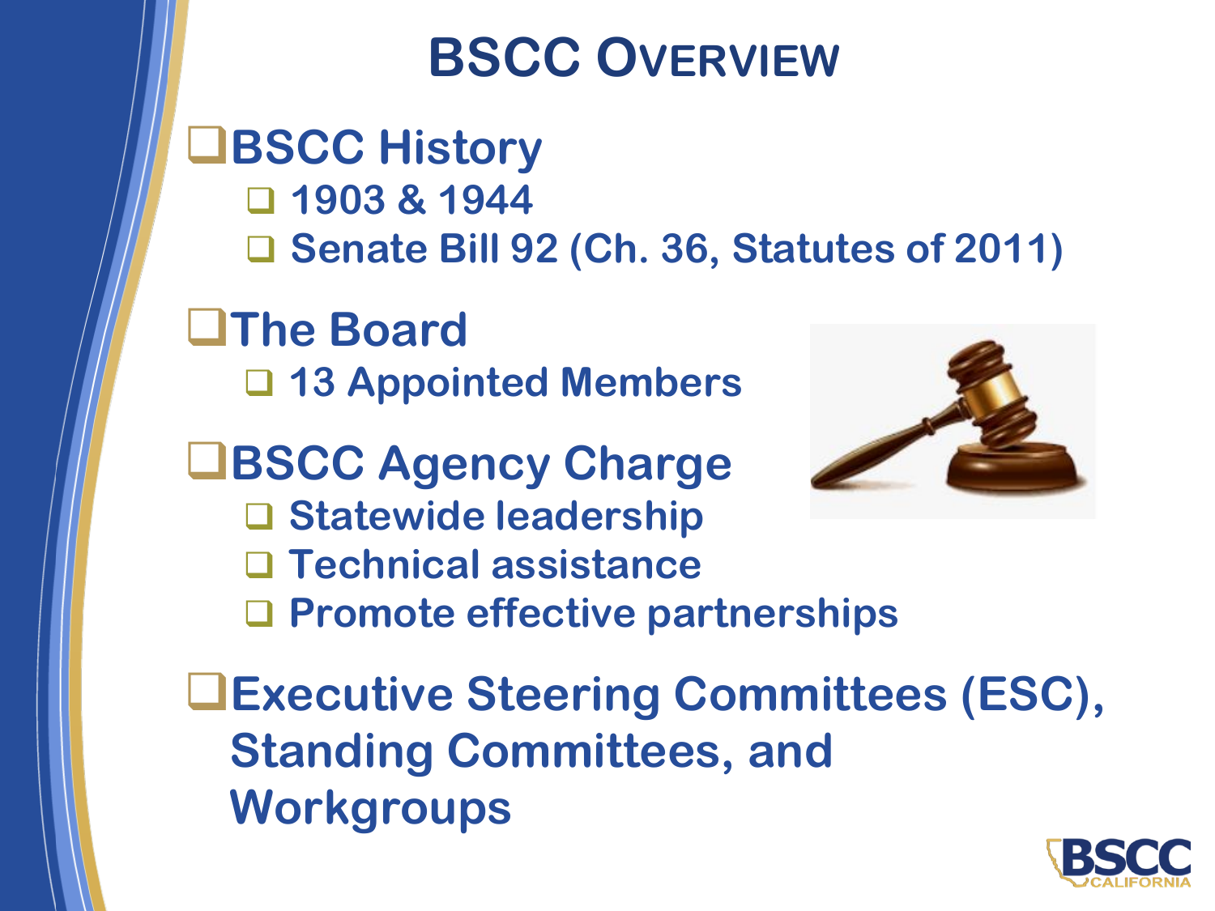# BSCC Overview

- BSCC History
  - 1903 & 1944
  - Senate Bill 92 (Ch. 36, Statutes of 2011)
- The Board
  - 13 Appointed Members
- BSCC Agency Charge
  - Statewide leadership
  - Technical assistance
  - Promote effective partnerships
- Executive Steering Committees (ESC), Standing Committees, and Workgroups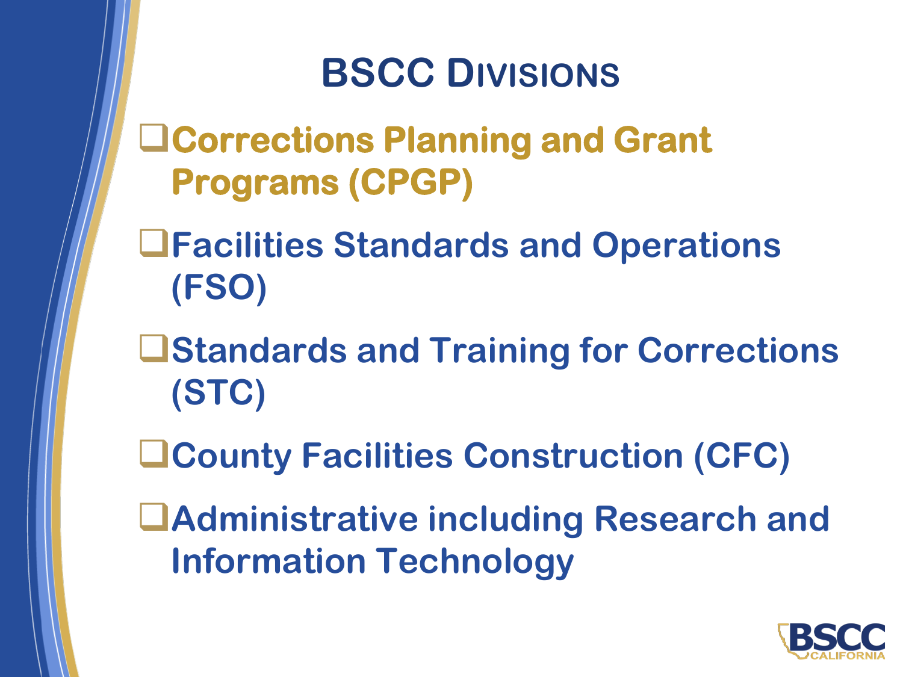# BSCC Divisions

- **Corrections Planning and Grant Programs (CPGP)**
- **Facilities Standards and Operations (FSO)**
- **Standards and Training for Corrections (STC)**
- **County Facilities Construction (CFC)**
- **Administrative including Research and Information Technology**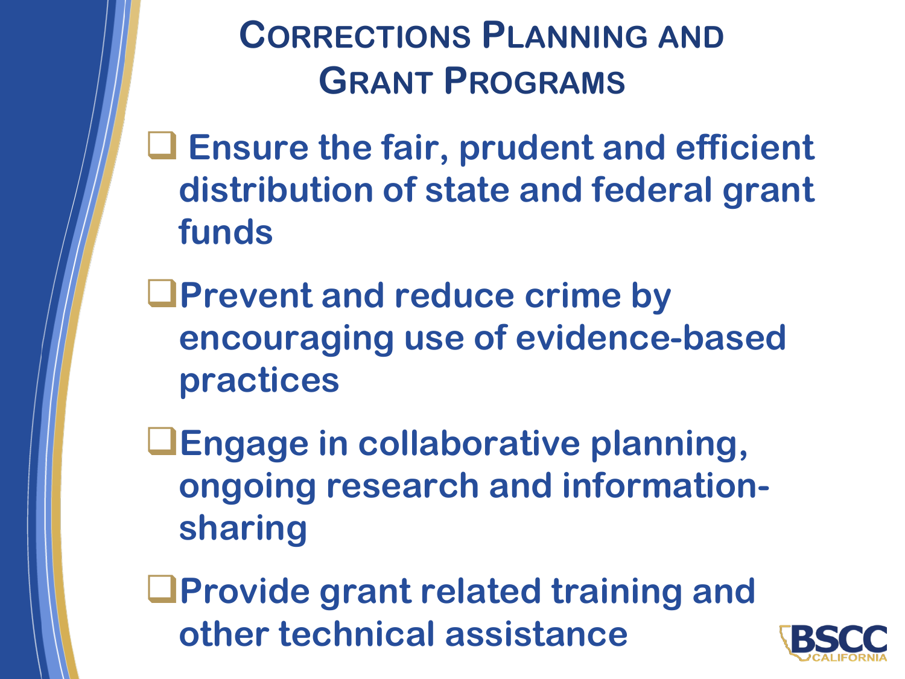# Corrections Planning and Grant Programs

- Ensure the fair, prudent and efficient distribution of state and federal grant funds
- Prevent and reduce crime by encouraging use of evidence-based practices
- Engage in collaborative planning, ongoing research and information-sharing
- Provide grant related training and other technical assistance

BSCC CALIFORNIA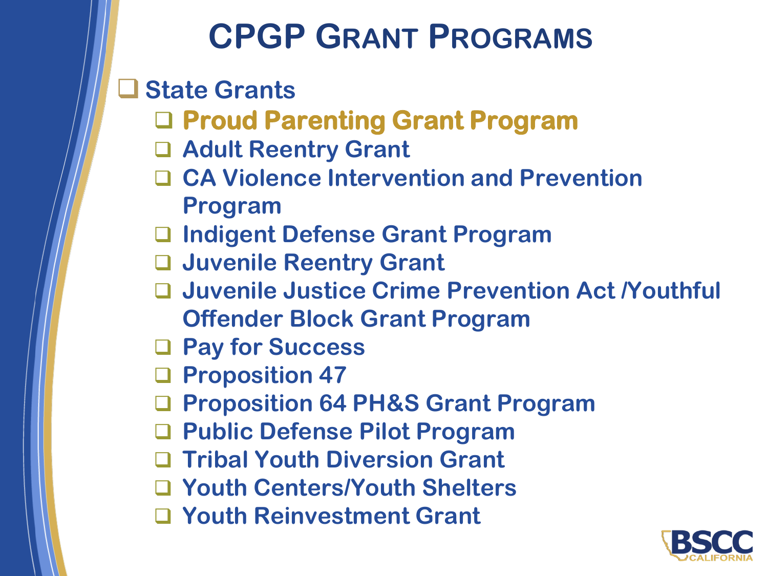# CPGP Grant Programs

- State Grants
  - **Proud Parenting Grant Program**
  - Adult Reentry Grant
  - CA Violence Intervention and Prevention Program
  - Indigent Defense Grant Program
  - Juvenile Reentry Grant
  - Juvenile Justice Crime Prevention Act /Youthful Offender Block Grant Program
  - Pay for Success
  - Proposition 47
  - Proposition 64 PH&S Grant Program
  - Public Defense Pilot Program
  - Tribal Youth Diversion Grant
  - Youth Centers/Youth Shelters
  - Youth Reinvestment Grant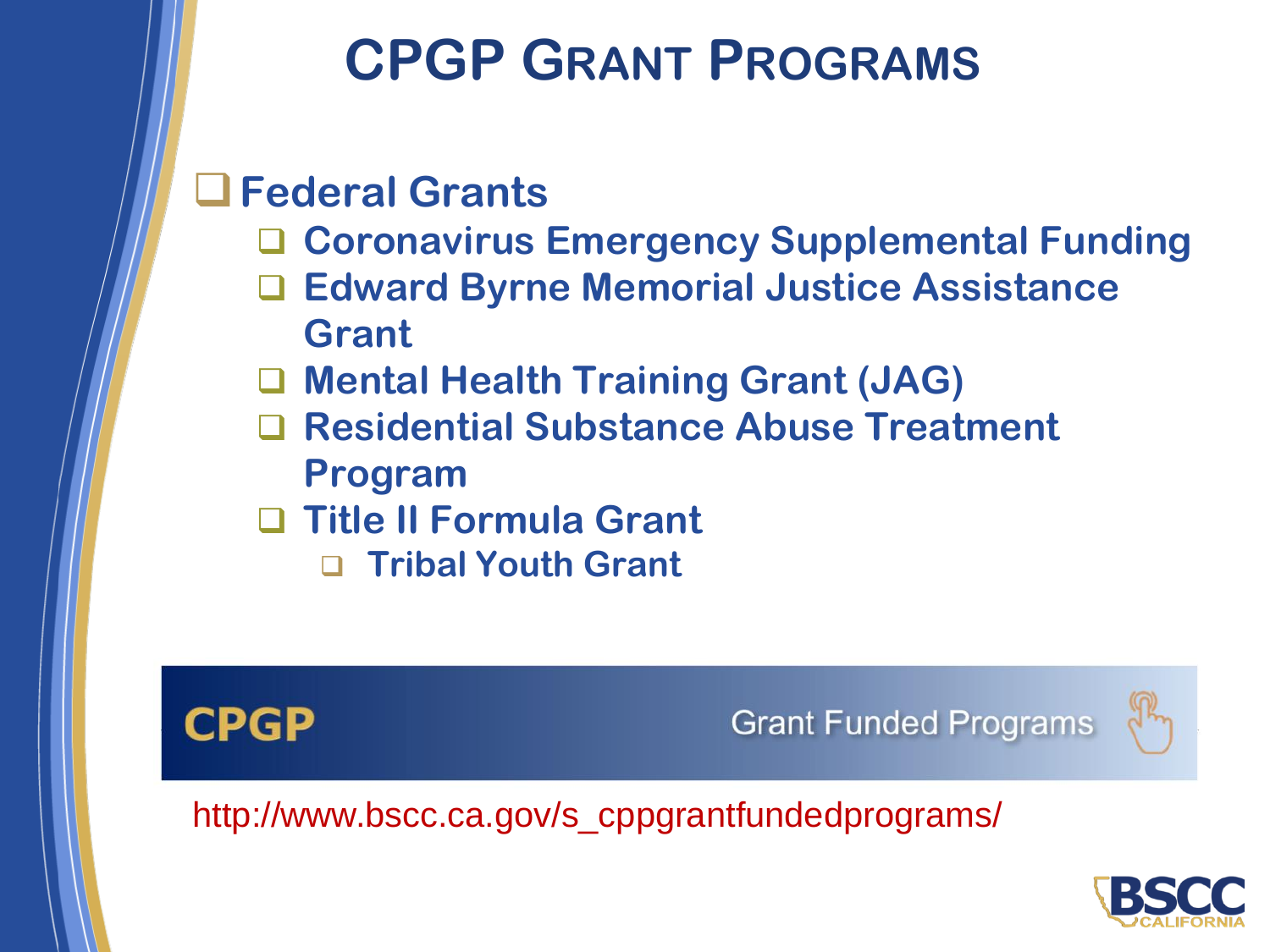# CPGP Grant Programs

- Federal Grants
  - Coronavirus Emergency Supplemental Funding
  - Edward Byrne Memorial Justice Assistance Grant
  - Mental Health Training Grant (JAG)
  - Residential Substance Abuse Treatment Program
  - Title II Formula Grant
    - Tribal Youth Grant

CPGP Grant Funded Programs

http://www.bscc.ca.gov/s_cppgrantfundedprograms/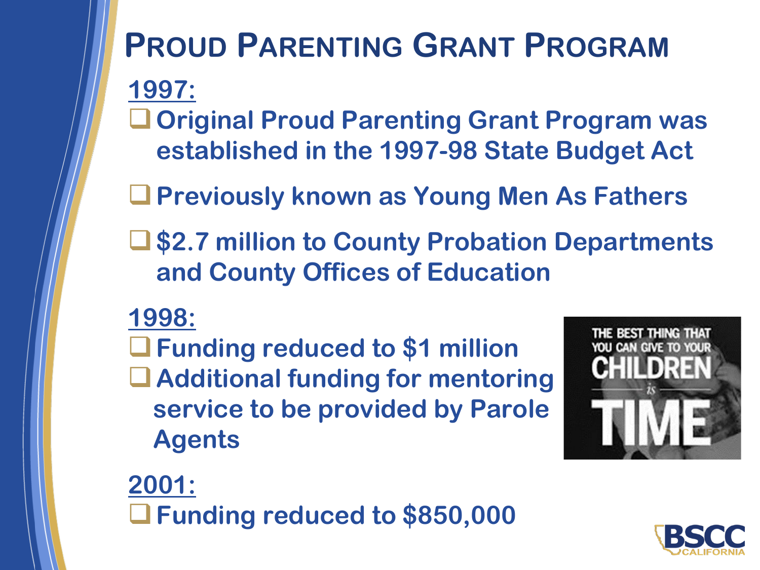# Proud Parenting Grant Program

**1997:**

- Original Proud Parenting Grant Program was established in the 1997-98 State Budget Act
- Previously known as Young Men As Fathers
- $2.7 million to County Probation Departments and County Offices of Education

**1998:**

- Funding reduced to $1 million
- Additional funding for mentoring service to be provided by Parole Agents

**2001:**

- Funding reduced to $850,000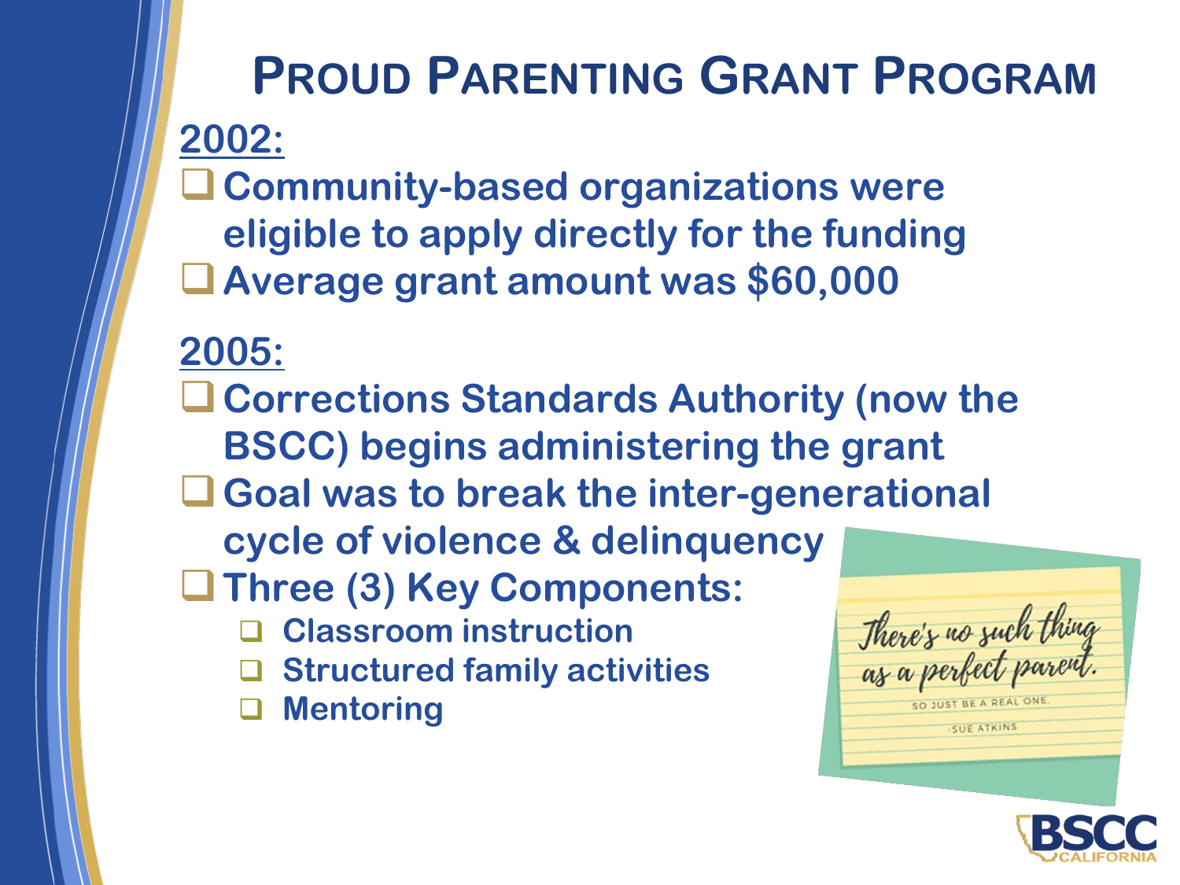# Proud Parenting Grant Program

**2002:**

- Community-based organizations were eligible to apply directly for the funding
- Average grant amount was $60,000

**2005:**

- Corrections Standards Authority (now the BSCC) begins administering the grant
- Goal was to break the inter-generational cycle of violence & delinquency
- Three (3) Key Components:
  - Classroom instruction
  - Structured family activities
  - Mentoring

There's no such thing as a perfect parent. SO JUST BE A REAL ONE. -SUE ATKINS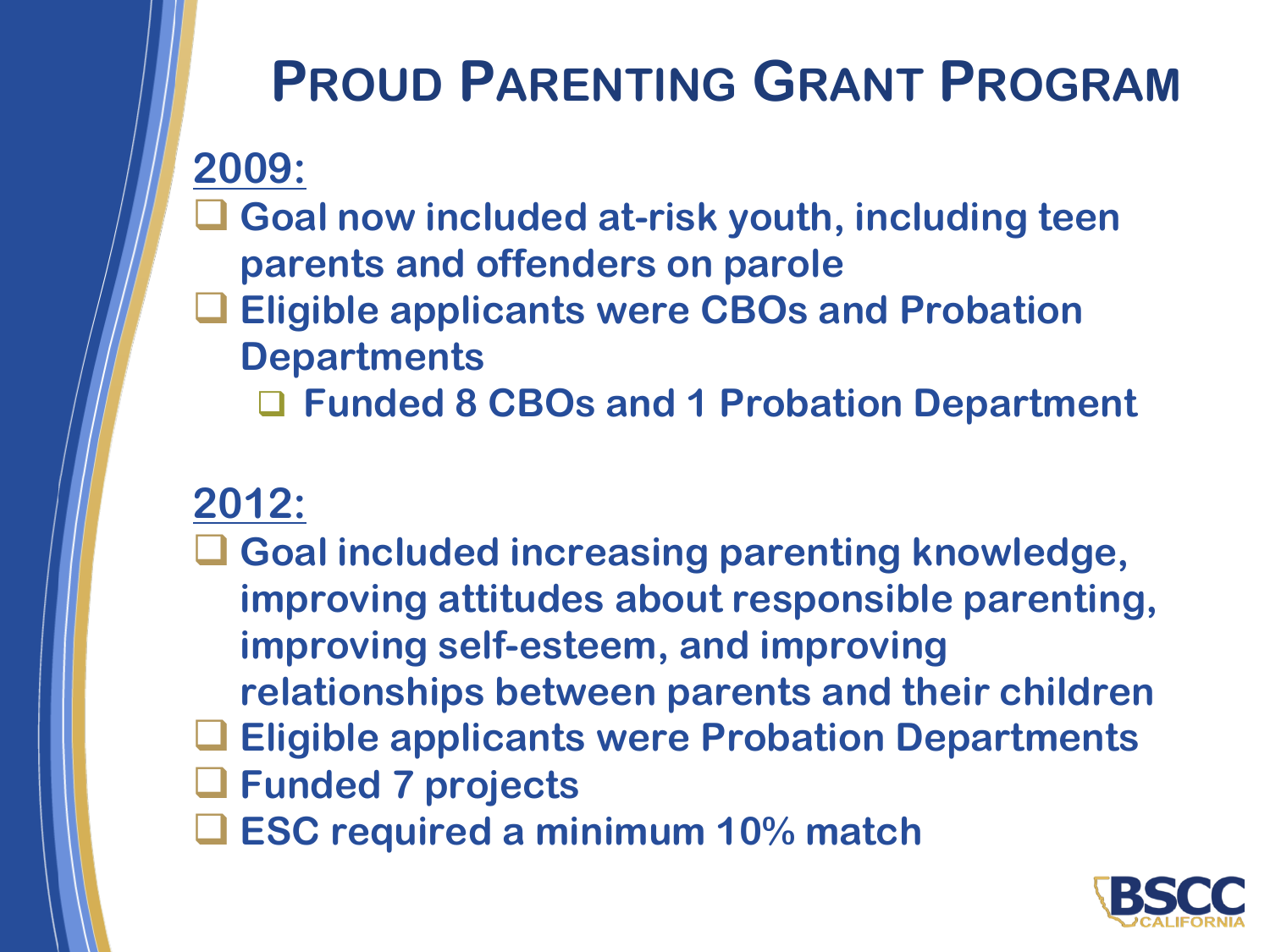# PROUD PARENTING GRANT PROGRAM

**2009:**

- Goal now included at-risk youth, including teen parents and offenders on parole
- Eligible applicants were CBOs and Probation Departments
  - Funded 8 CBOs and 1 Probation Department

**2012:**

- Goal included increasing parenting knowledge, improving attitudes about responsible parenting, improving self-esteem, and improving relationships between parents and their children
- Eligible applicants were Probation Departments
- Funded 7 projects
- ESC required a minimum 10% match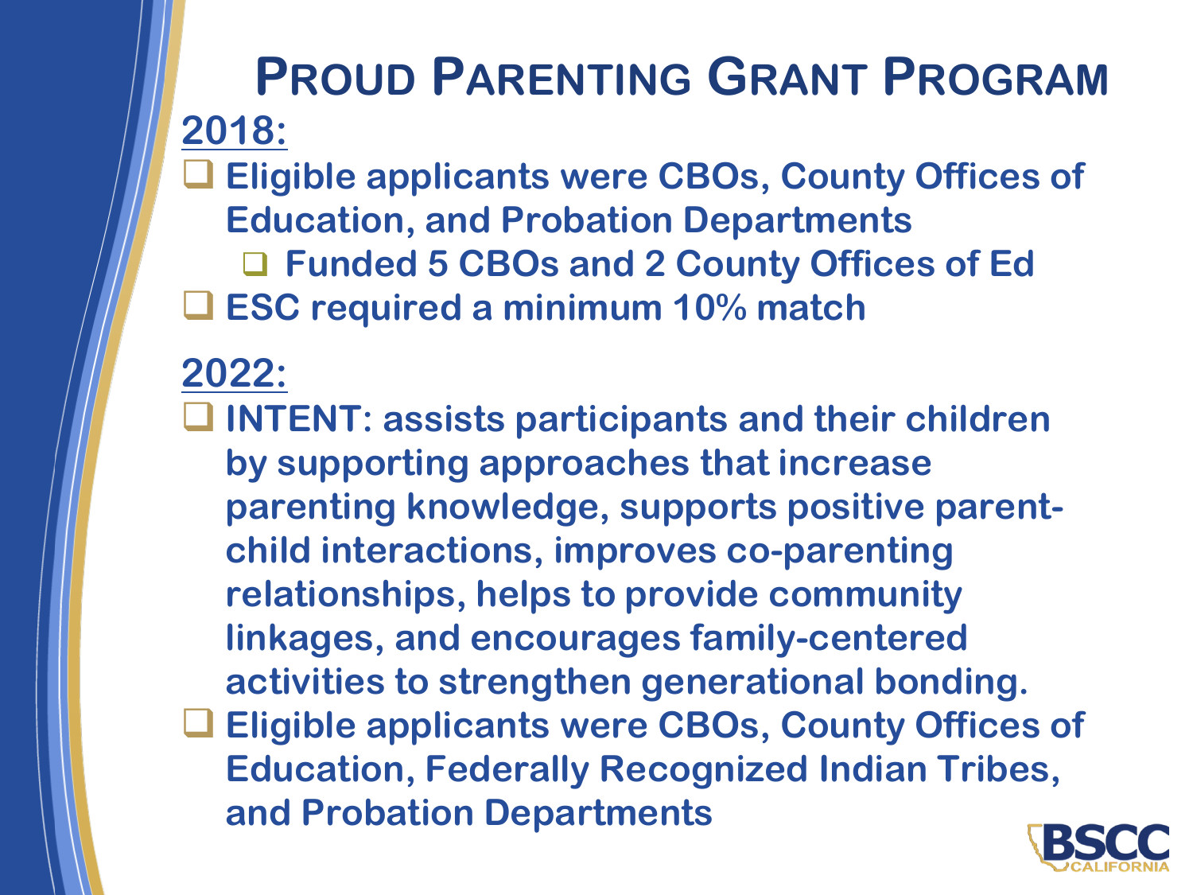# Proud Parenting Grant Program

**2018:**

- Eligible applicants were CBOs, County Offices of Education, and Probation Departments
  - Funded 5 CBOs and 2 County Offices of Ed
- ESC required a minimum 10% match

**2022:**

- INTENT: assists participants and their children by supporting approaches that increase parenting knowledge, supports positive parent-child interactions, improves co-parenting relationships, helps to provide community linkages, and encourages family-centered activities to strengthen generational bonding.
- Eligible applicants were CBOs, County Offices of Education, Federally Recognized Indian Tribes, and Probation Departments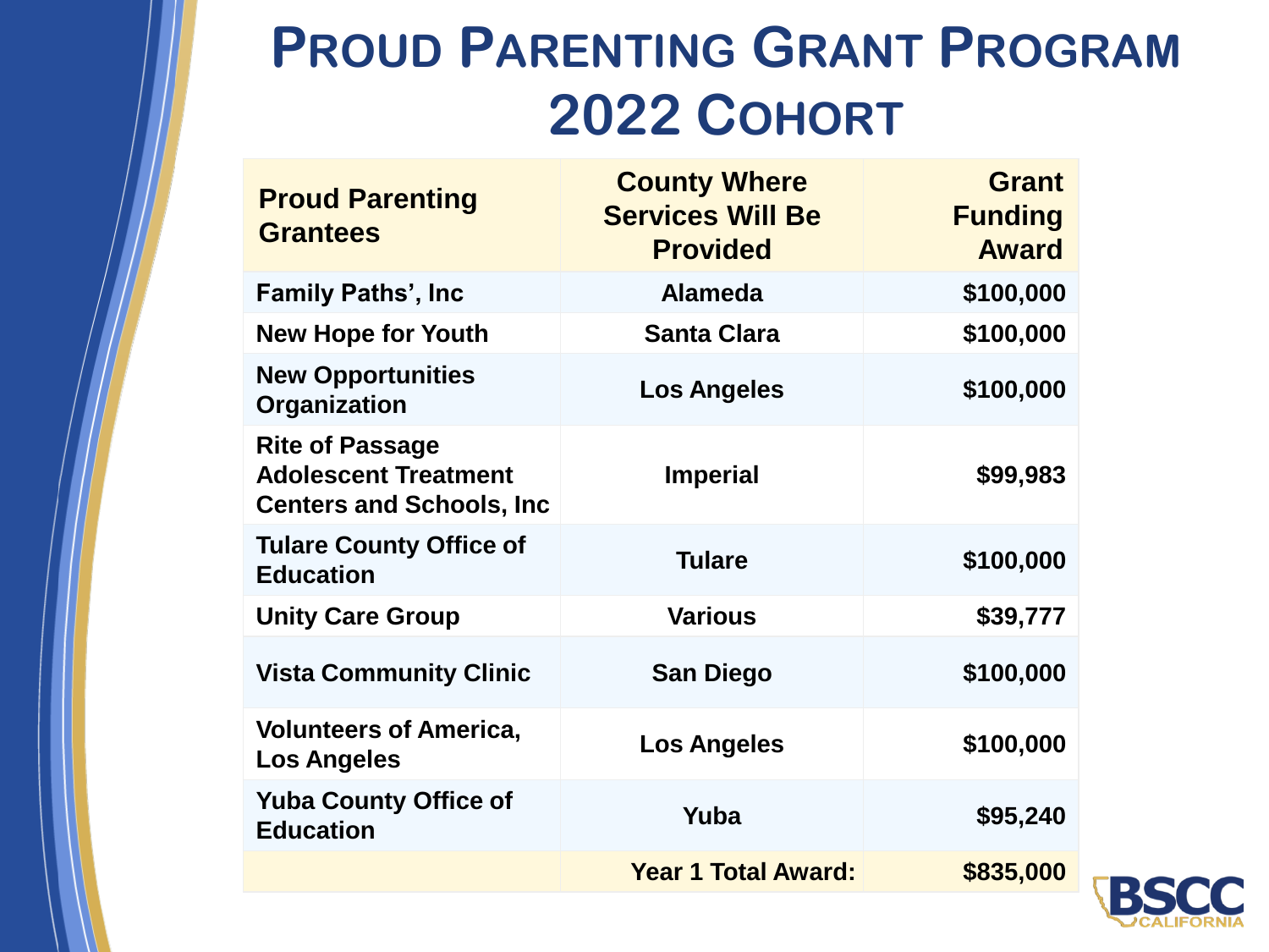# PROUD PARENTING GRANT PROGRAM 2022 COHORT

| Proud Parenting Grantees | County Where Services Will Be Provided | Grant Funding Award |
|---|---|---|
| Family Paths', Inc | Alameda | $100,000 |
| New Hope for Youth | Santa Clara | $100,000 |
| New Opportunities Organization | Los Angeles | $100,000 |
| Rite of Passage Adolescent Treatment Centers and Schools, Inc | Imperial | $99,983 |
| Tulare County Office of Education | Tulare | $100,000 |
| Unity Care Group | Various | $39,777 |
| Vista Community Clinic | San Diego | $100,000 |
| Volunteers of America, Los Angeles | Los Angeles | $100,000 |
| Yuba County Office of Education | Yuba | $95,240 |
| | Year 1 Total Award: | $835,000 |

BSCC CALIFORNIA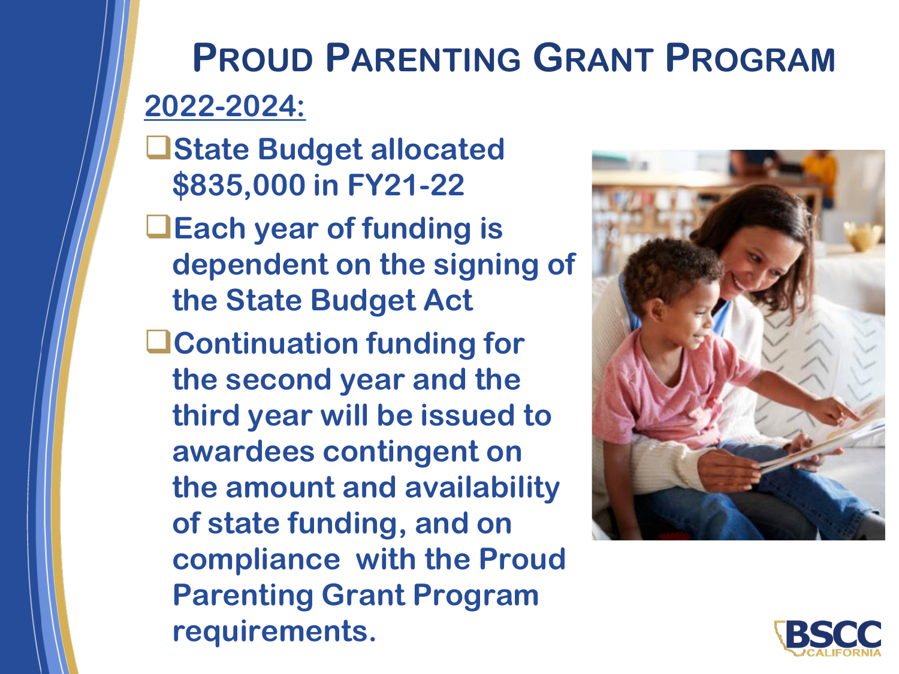# Proud Parenting Grant Program

## 2022-2024:

- State Budget allocated $835,000 in FY21-22
- Each year of funding is dependent on the signing of the State Budget Act
- Continuation funding for the second year and the third year will be issued to awardees contingent on the amount and availability of state funding, and on compliance with the Proud Parenting Grant Program requirements.